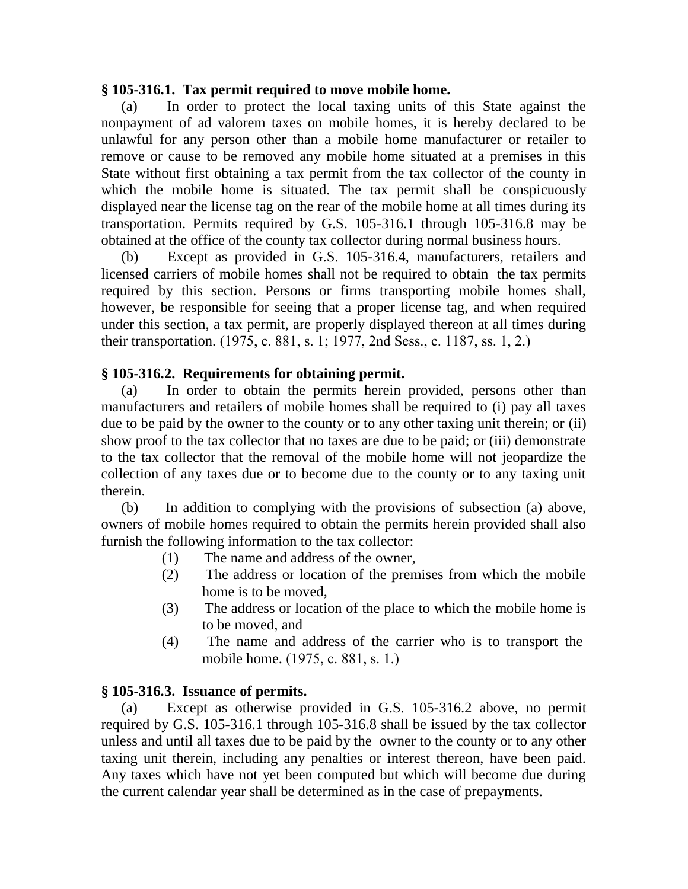**§ 105-316.1. Tax permit required to move mobile home.**

(a) In order to protect the local taxing units of this State against the nonpayment of ad valorem taxes on mobile homes, it is hereby declared to be unlawful for any person other than a mobile home manufacturer or retailer to remove or cause to be removed any mobile home situated at a premises in this State without first obtaining a tax permit from the tax collector of the county in which the mobile home is situated. The tax permit shall be conspicuously displayed near the license tag on the rear of the mobile home at all times during its transportation. Permits required by G.S. 105-316.1 through 105-316.8 may be obtained at the office of the county tax collector during normal business hours.

(b) Except as provided in G.S. 105-316.4, manufacturers, retailers and licensed carriers of mobile homes shall not be required to obtain the tax permits required by this section. Persons or firms transporting mobile homes shall, however, be responsible for seeing that a proper license tag, and when required under this section, a tax permit, are properly displayed thereon at all times during their transportation. (1975, c. 881, s. 1; 1977, 2nd Sess., c. 1187, ss. 1, 2.)

**§ 105-316.2. Requirements for obtaining permit.**

(a) In order to obtain the permits herein provided, persons other than manufacturers and retailers of mobile homes shall be required to (i) pay all taxes due to be paid by the owner to the county or to any other taxing unit therein; or (ii) show proof to the tax collector that no taxes are due to be paid; or (iii) demonstrate to the tax collector that the removal of the mobile home will not jeopardize the collection of any taxes due or to become due to the county or to any taxing unit therein.

(b) In addition to complying with the provisions of subsection (a) above, owners of mobile homes required to obtain the permits herein provided shall also furnish the following information to the tax collector:

(1) The name and address of the owner,

(2) The address or location of the premises from which the mobile home is to be moved,

(3) The address or location of the place to which the mobile home is to be moved, and

(4) The name and address of the carrier who is to transport the mobile home. (1975, c. 881, s. 1.)

**§ 105-316.3. Issuance of permits.**

(a) Except as otherwise provided in G.S. 105-316.2 above, no permit required by G.S. 105-316.1 through 105-316.8 shall be issued by the tax collector unless and until all taxes due to be paid by the owner to the county or to any other taxing unit therein, including any penalties or interest thereon, have been paid. Any taxes which have not yet been computed but which will become due during the current calendar year shall be determined as in the case of prepayments.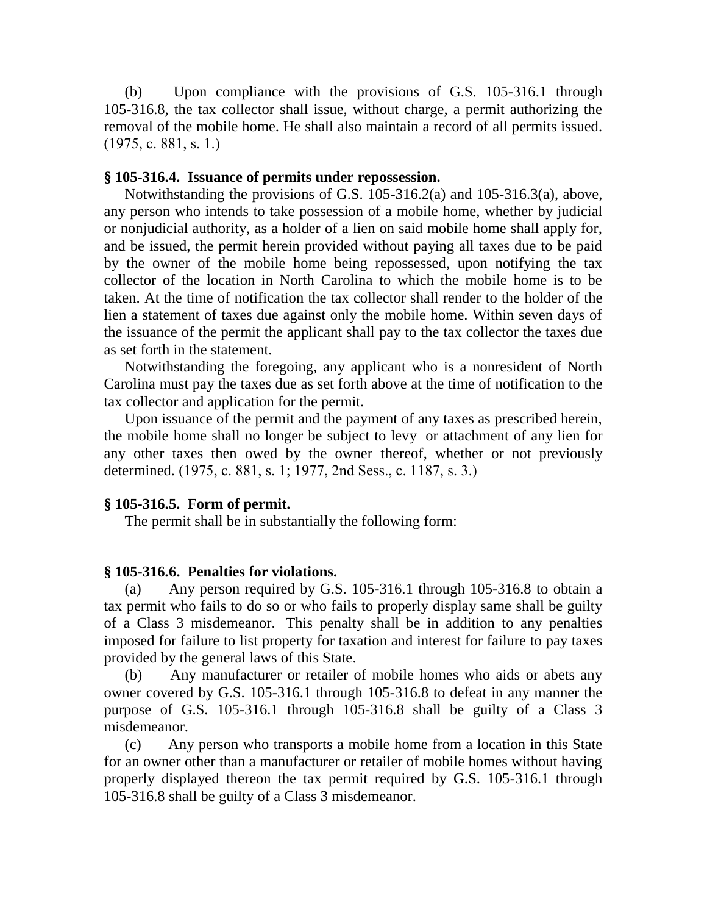(b) Upon compliance with the provisions of G.S. 105-316.1 through 105-316.8, the tax collector shall issue, without charge, a permit authorizing the removal of the mobile home. He shall also maintain a record of all permits issued. (1975, c. 881, s. 1.)

**§ 105-316.4. Issuance of permits under repossession.**

Notwithstanding the provisions of G.S. 105-316.2(a) and 105-316.3(a), above, any person who intends to take possession of a mobile home, whether by judicial or nonjudicial authority, as a holder of a lien on said mobile home shall apply for, and be issued, the permit herein provided without paying all taxes due to be paid by the owner of the mobile home being repossessed, upon notifying the tax collector of the location in North Carolina to which the mobile home is to be taken. At the time of notification the tax collector shall render to the holder of the lien a statement of taxes due against only the mobile home. Within seven days of the issuance of the permit the applicant shall pay to the tax collector the taxes due as set forth in the statement.

Notwithstanding the foregoing, any applicant who is a nonresident of North Carolina must pay the taxes due as set forth above at the time of notification to the tax collector and application for the permit.

Upon issuance of the permit and the payment of any taxes as prescribed herein, the mobile home shall no longer be subject to levy or attachment of any lien for any other taxes then owed by the owner thereof, whether or not previously determined. (1975, c. 881, s. 1; 1977, 2nd Sess., c. 1187, s. 3.)

**§ 105-316.5. Form of permit.**

The permit shall be in substantially the following form:

**§ 105-316.6. Penalties for violations.**

(a) Any person required by G.S. 105-316.1 through 105-316.8 to obtain a tax permit who fails to do so or who fails to properly display same shall be guilty of a Class 3 misdemeanor. This penalty shall be in addition to any penalties imposed for failure to list property for taxation and interest for failure to pay taxes provided by the general laws of this State.

(b) Any manufacturer or retailer of mobile homes who aids or abets any owner covered by G.S. 105-316.1 through 105-316.8 to defeat in any manner the purpose of G.S. 105-316.1 through 105-316.8 shall be guilty of a Class 3 misdemeanor.

(c) Any person who transports a mobile home from a location in this State for an owner other than a manufacturer or retailer of mobile homes without having properly displayed thereon the tax permit required by G.S. 105-316.1 through 105-316.8 shall be guilty of a Class 3 misdemeanor.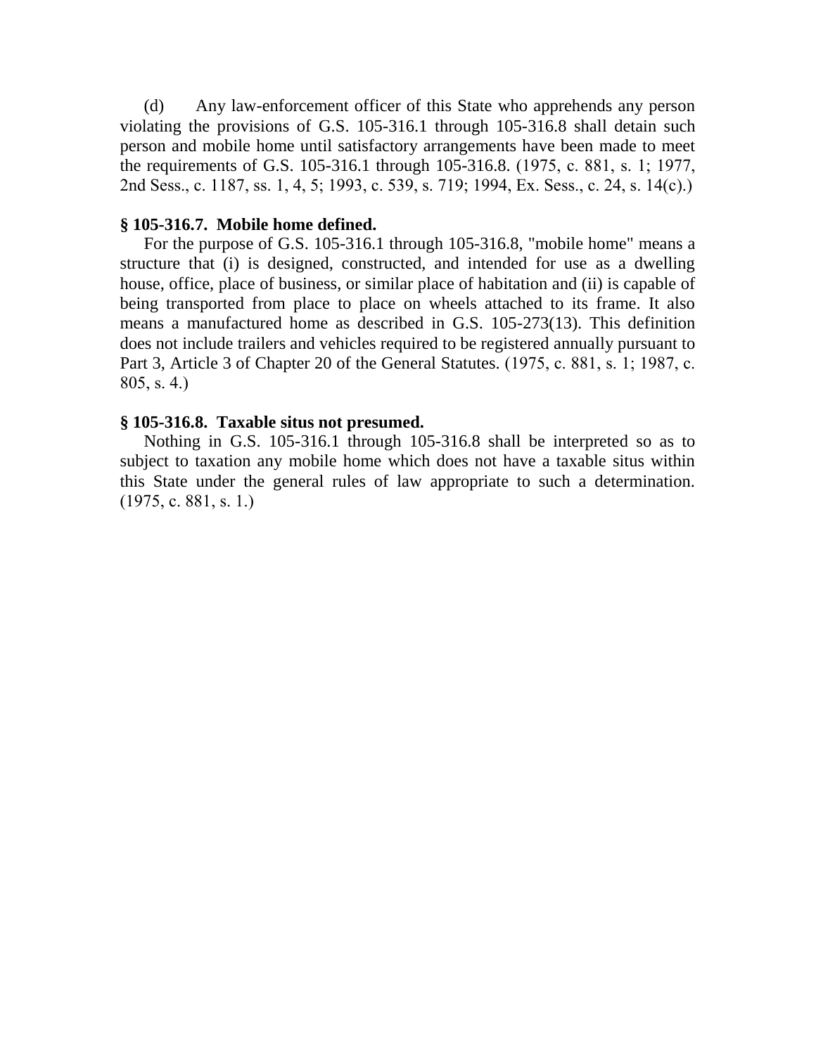(d) Any law-enforcement officer of this State who apprehends any person violating the provisions of G.S. 105-316.1 through 105-316.8 shall detain such person and mobile home until satisfactory arrangements have been made to meet the requirements of G.S. 105-316.1 through 105-316.8. (1975, c. 881, s. 1; 1977, 2nd Sess., c. 1187, ss. 1, 4, 5; 1993, c. 539, s. 719; 1994, Ex. Sess., c. 24, s. 14(c).)

### § 105-316.7. Mobile home defined.

For the purpose of G.S. 105-316.1 through 105-316.8, "mobile home" means a structure that (i) is designed, constructed, and intended for use as a dwelling house, office, place of business, or similar place of habitation and (ii) is capable of being transported from place to place on wheels attached to its frame. It also means a manufactured home as described in G.S. 105-273(13). This definition does not include trailers and vehicles required to be registered annually pursuant to Part 3, Article 3 of Chapter 20 of the General Statutes. (1975, c. 881, s. 1; 1987, c. 805, s. 4.)

### § 105-316.8. Taxable situs not presumed.

Nothing in G.S. 105-316.1 through 105-316.8 shall be interpreted so as to subject to taxation any mobile home which does not have a taxable situs within this State under the general rules of law appropriate to such a determination. (1975, c. 881, s. 1.)